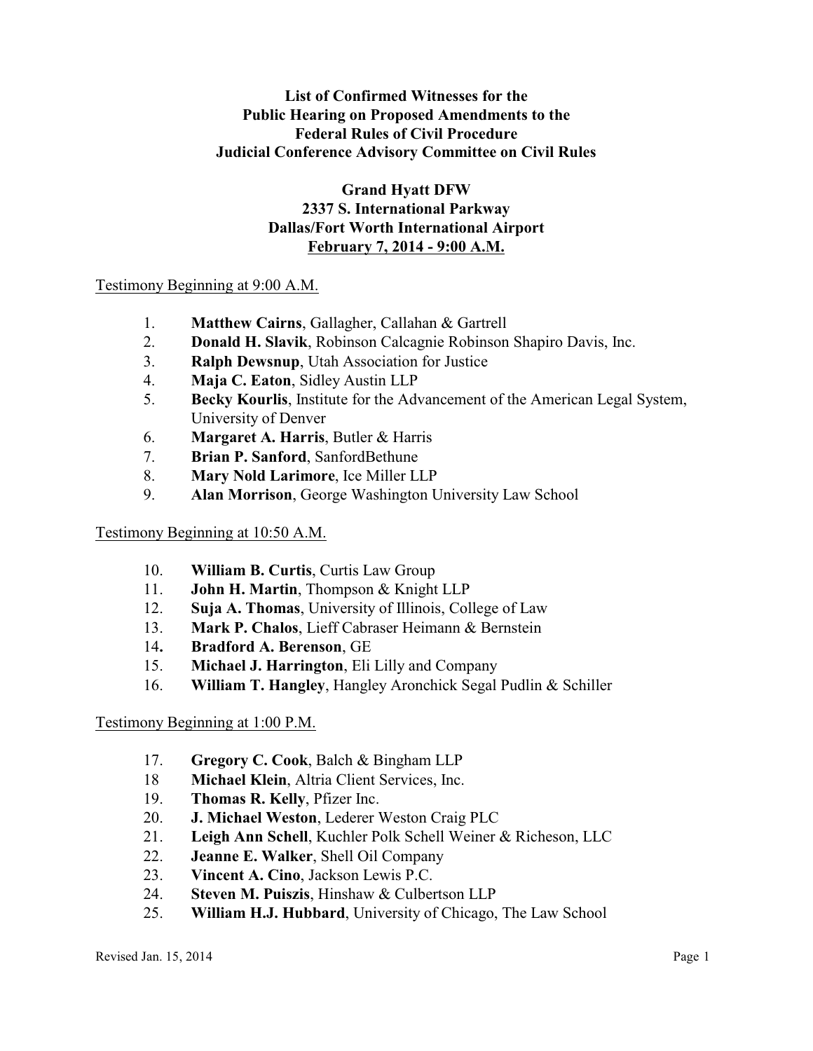# List of Confirmed Witnesses for the Public Hearing on Proposed Amendments to the Federal Rules of Civil Procedure Judicial Conference Advisory Committee on Civil Rules

## Grand Hyatt DFW
## 2337 S. International Parkway
## Dallas/Fort Worth International Airport
## February 7, 2014 - 9:00 A.M.

Testimony Beginning at 9:00 A.M.

1. **Matthew Cairns**, Gallagher, Callahan & Gartrell
2. **Donald H. Slavik**, Robinson Calcagnie Robinson Shapiro Davis, Inc.
3. **Ralph Dewsnup**, Utah Association for Justice
4. **Maja C. Eaton**, Sidley Austin LLP
5. **Becky Kourlis**, Institute for the Advancement of the American Legal System, University of Denver
6. **Margaret A. Harris**, Butler & Harris
7. **Brian P. Sanford**, SanfordBethune
8. **Mary Nold Larimore**, Ice Miller LLP
9. **Alan Morrison**, George Washington University Law School

Testimony Beginning at 10:50 A.M.

10. **William B. Curtis**, Curtis Law Group
11. **John H. Martin**, Thompson & Knight LLP
12. **Suja A. Thomas**, University of Illinois, College of Law
13. **Mark P. Chalos**, Lieff Cabraser Heimann & Bernstein
14. **Bradford A. Berenson**, GE
15. **Michael J. Harrington**, Eli Lilly and Company
16. **William T. Hangley**, Hangley Aronchick Segal Pudlin & Schiller

Testimony Beginning at 1:00 P.M.

17. **Gregory C. Cook**, Balch & Bingham LLP
18. **Michael Klein**, Altria Client Services, Inc.
19. **Thomas R. Kelly**, Pfizer Inc.
20. **J. Michael Weston**, Lederer Weston Craig PLC
21. **Leigh Ann Schell**, Kuchler Polk Schell Weiner & Richeson, LLC
22. **Jeanne E. Walker**, Shell Oil Company
23. **Vincent A. Cino**, Jackson Lewis P.C.
24. **Steven M. Puiszis**, Hinshaw & Culbertson LLP
25. **William H.J. Hubbard**, University of Chicago, The Law School

Revised Jan. 15, 2014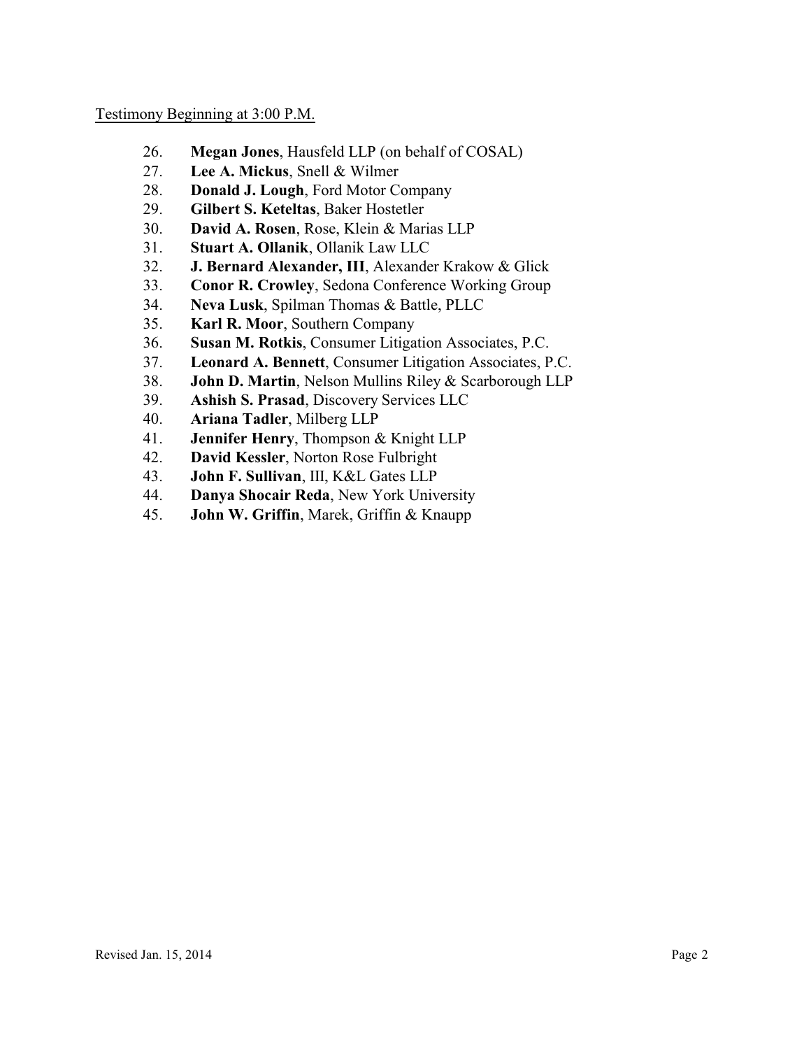Testimony Beginning at 3:00 P.M.

26. **Megan Jones**, Hausfeld LLP (on behalf of COSAL)
27. **Lee A. Mickus**, Snell & Wilmer
28. **Donald J. Lough**, Ford Motor Company
29. **Gilbert S. Keteltas**, Baker Hostetler
30. **David A. Rosen**, Rose, Klein & Marias LLP
31. **Stuart A. Ollanik**, Ollanik Law LLC
32. **J. Bernard Alexander, III**, Alexander Krakow & Glick
33. **Conor R. Crowley**, Sedona Conference Working Group
34. **Neva Lusk**, Spilman Thomas & Battle, PLLC
35. **Karl R. Moor**, Southern Company
36. **Susan M. Rotkis**, Consumer Litigation Associates, P.C.
37. **Leonard A. Bennett**, Consumer Litigation Associates, P.C.
38. **John D. Martin**, Nelson Mullins Riley & Scarborough LLP
39. **Ashish S. Prasad**, Discovery Services LLC
40. **Ariana Tadler**, Milberg LLP
41. **Jennifer Henry**, Thompson & Knight LLP
42. **David Kessler**, Norton Rose Fulbright
43. **John F. Sullivan**, III, K&L Gates LLP
44. **Danya Shocair Reda**, New York University
45. **John W. Griffin**, Marek, Griffin & Knaupp

Revised Jan. 15, 2014